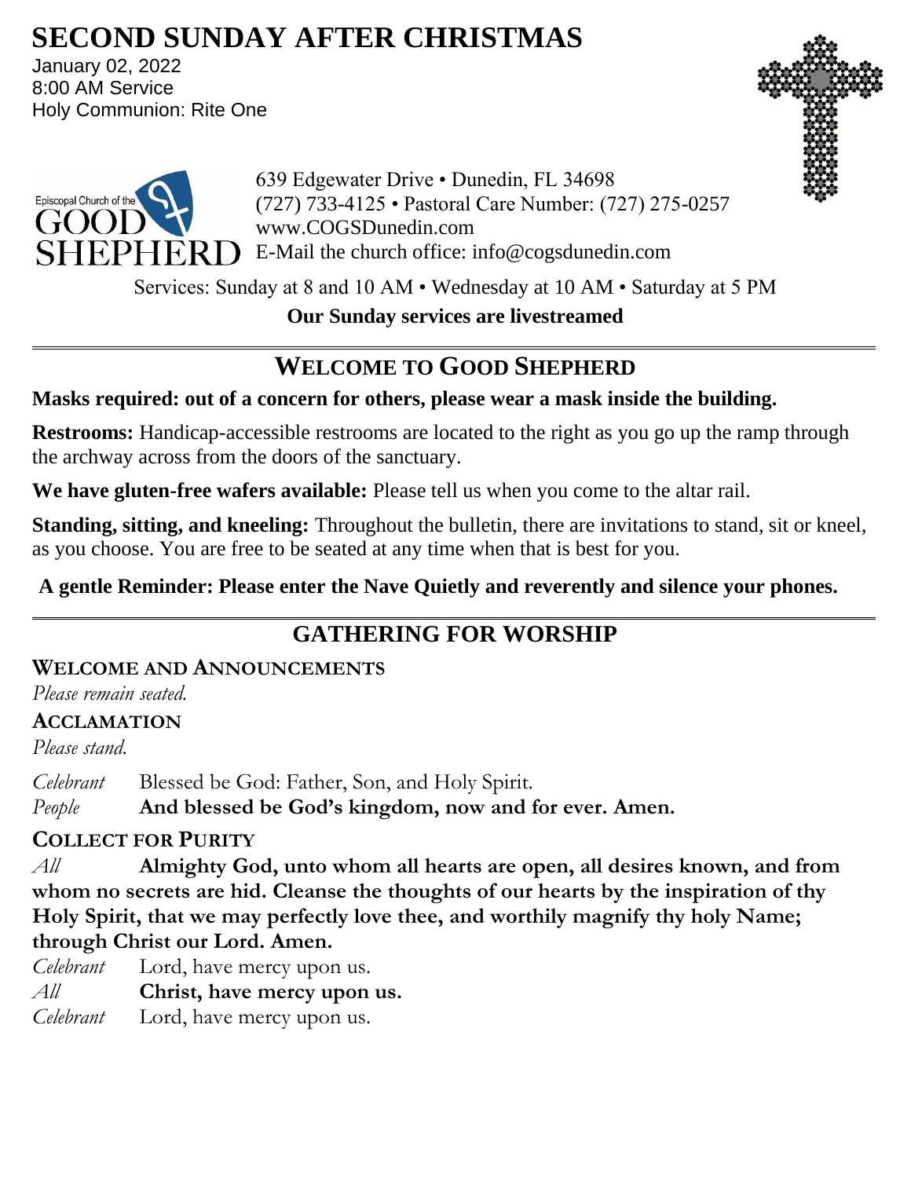# SECOND SUNDAY AFTER CHRISTMAS

January 02, 2022
8:00 AM Service
Holy Communion: Rite One

Episcopal Church of the GOOD SHEPHERD

639 Edgewater Drive • Dunedin, FL 34698
(727) 733-4125 • Pastoral Care Number: (727) 275-0257
www.COGSDunedin.com
E-Mail the church office: info@cogsdunedin.com

Services: Sunday at 8 and 10 AM • Wednesday at 10 AM • Saturday at 5 PM

**Our Sunday services are livestreamed**

## WELCOME TO GOOD SHEPHERD

**Masks required: out of a concern for others, please wear a mask inside the building.**

**Restrooms:** Handicap-accessible restrooms are located to the right as you go up the ramp through the archway across from the doors of the sanctuary.

**We have gluten-free wafers available:** Please tell us when you come to the altar rail.

**Standing, sitting, and kneeling:** Throughout the bulletin, there are invitations to stand, sit or kneel, as you choose. You are free to be seated at any time when that is best for you.

**A gentle Reminder: Please enter the Nave Quietly and reverently and silence your phones.**

## GATHERING FOR WORSHIP

### WELCOME AND ANNOUNCEMENTS

*Please remain seated.*

### ACCLAMATION

*Please stand.*

*Celebrant* Blessed be God: Father, Son, and Holy Spirit.
*People* **And blessed be God's kingdom, now and for ever. Amen.**

### COLLECT FOR PURITY

*All* **Almighty God, unto whom all hearts are open, all desires known, and from whom no secrets are hid. Cleanse the thoughts of our hearts by the inspiration of thy Holy Spirit, that we may perfectly love thee, and worthily magnify thy holy Name; through Christ our Lord. Amen.**

*Celebrant* Lord, have mercy upon us.
*All* **Christ, have mercy upon us.**
*Celebrant* Lord, have mercy upon us.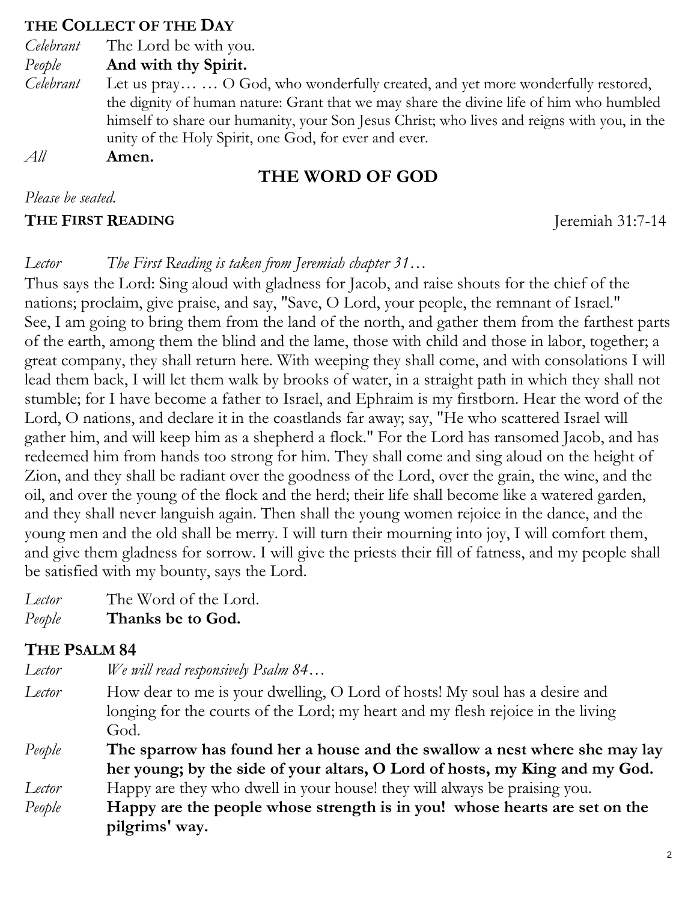## THE COLLECT OF THE DAY

*Celebrant* The Lord be with you.

*People* **And with thy Spirit.**

*Celebrant* Let us pray… … O God, who wonderfully created, and yet more wonderfully restored, the dignity of human nature: Grant that we may share the divine life of him who humbled himself to share our humanity, your Son Jesus Christ; who lives and reigns with you, in the unity of the Holy Spirit, one God, for ever and ever.

*All* **Amen.**

# THE WORD OF GOD

*Please be seated.*

## THE FIRST READING

Jeremiah 31:7-14

*Lector* *The First Reading is taken from Jeremiah chapter 31…*

Thus says the Lord: Sing aloud with gladness for Jacob, and raise shouts for the chief of the nations; proclaim, give praise, and say, "Save, O Lord, your people, the remnant of Israel." See, I am going to bring them from the land of the north, and gather them from the farthest parts of the earth, among them the blind and the lame, those with child and those in labor, together; a great company, they shall return here. With weeping they shall come, and with consolations I will lead them back, I will let them walk by brooks of water, in a straight path in which they shall not stumble; for I have become a father to Israel, and Ephraim is my firstborn. Hear the word of the Lord, O nations, and declare it in the coastlands far away; say, "He who scattered Israel will gather him, and will keep him as a shepherd a flock." For the Lord has ransomed Jacob, and has redeemed him from hands too strong for him. They shall come and sing aloud on the height of Zion, and they shall be radiant over the goodness of the Lord, over the grain, the wine, and the oil, and over the young of the flock and the herd; their life shall become like a watered garden, and they shall never languish again. Then shall the young women rejoice in the dance, and the young men and the old shall be merry. I will turn their mourning into joy, I will comfort them, and give them gladness for sorrow. I will give the priests their fill of fatness, and my people shall be satisfied with my bounty, says the Lord.

*Lector* The Word of the Lord.

*People* **Thanks be to God.**

## THE PSALM 84

*Lector* *We will read responsively Psalm 84…*

*Lector* How dear to me is your dwelling, O Lord of hosts! My soul has a desire and longing for the courts of the Lord; my heart and my flesh rejoice in the living God.

*People* **The sparrow has found her a house and the swallow a nest where she may lay her young; by the side of your altars, O Lord of hosts, my King and my God.**

*Lector* Happy are they who dwell in your house! they will always be praising you.

*People* **Happy are the people whose strength is in you! whose hearts are set on the pilgrims' way.**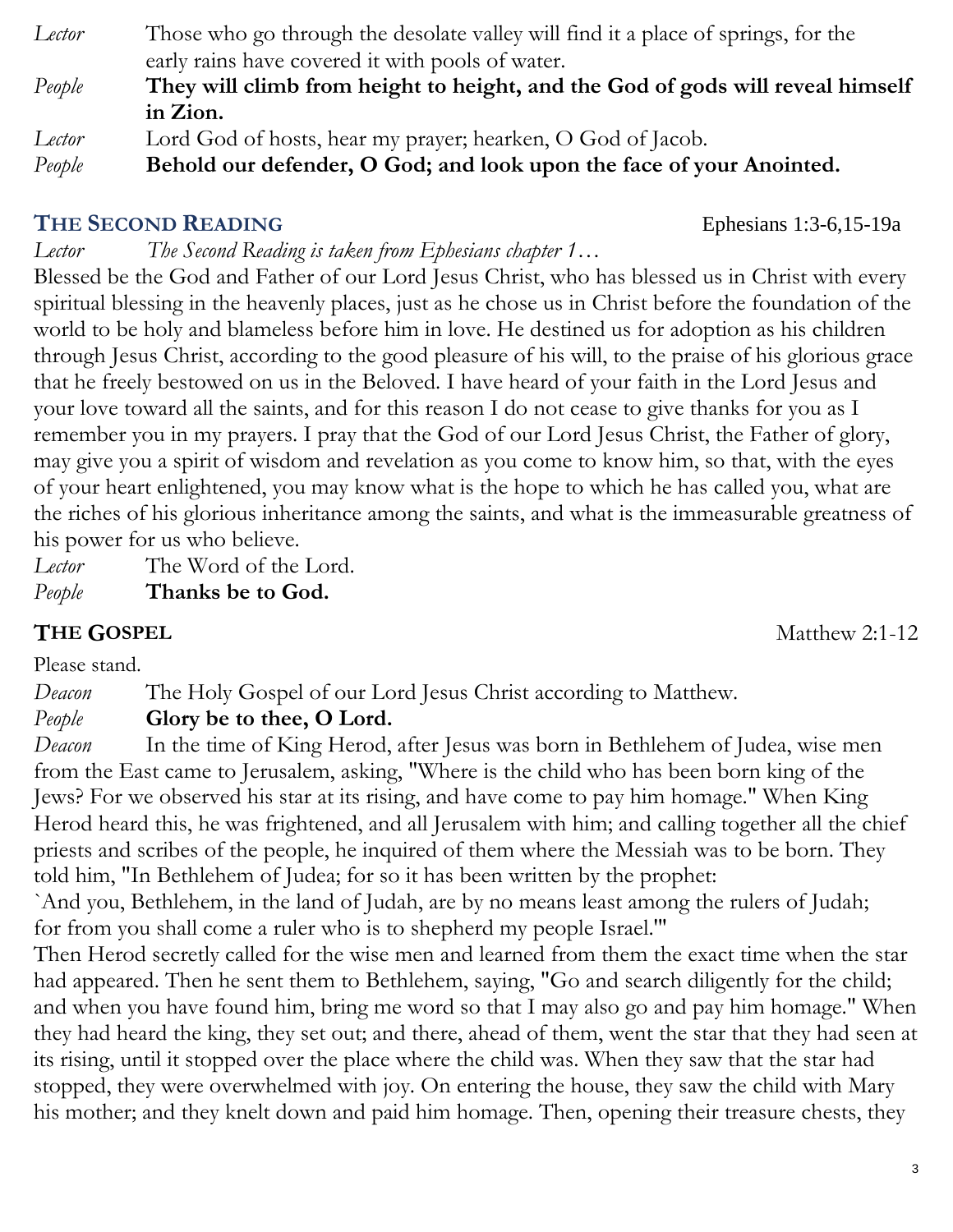*Lector* Those who go through the desolate valley will find it a place of springs, for the early rains have covered it with pools of water.

*People* **They will climb from height to height, and the God of gods will reveal himself in Zion.**

*Lector* Lord God of hosts, hear my prayer; hearken, O God of Jacob.

*People* **Behold our defender, O God; and look upon the face of your Anointed.**

## THE SECOND READING

Ephesians 1:3-6,15-19a

*Lector* *The Second Reading is taken from Ephesians chapter 1…*

Blessed be the God and Father of our Lord Jesus Christ, who has blessed us in Christ with every spiritual blessing in the heavenly places, just as he chose us in Christ before the foundation of the world to be holy and blameless before him in love. He destined us for adoption as his children through Jesus Christ, according to the good pleasure of his will, to the praise of his glorious grace that he freely bestowed on us in the Beloved. I have heard of your faith in the Lord Jesus and your love toward all the saints, and for this reason I do not cease to give thanks for you as I remember you in my prayers. I pray that the God of our Lord Jesus Christ, the Father of glory, may give you a spirit of wisdom and revelation as you come to know him, so that, with the eyes of your heart enlightened, you may know what is the hope to which he has called you, what are the riches of his glorious inheritance among the saints, and what is the immeasurable greatness of his power for us who believe.

*Lector* The Word of the Lord.

*People* **Thanks be to God.**

## THE GOSPEL

Matthew 2:1-12

Please stand.

*Deacon* The Holy Gospel of our Lord Jesus Christ according to Matthew.

*People* **Glory be to thee, O Lord.**

*Deacon* In the time of King Herod, after Jesus was born in Bethlehem of Judea, wise men from the East came to Jerusalem, asking, "Where is the child who has been born king of the Jews? For we observed his star at its rising, and have come to pay him homage." When King Herod heard this, he was frightened, and all Jerusalem with him; and calling together all the chief priests and scribes of the people, he inquired of them where the Messiah was to be born. They told him, "In Bethlehem of Judea; for so it has been written by the prophet:

`And you, Bethlehem, in the land of Judah, are by no means least among the rulers of Judah; for from you shall come a ruler who is to shepherd my people Israel.'"

Then Herod secretly called for the wise men and learned from them the exact time when the star had appeared. Then he sent them to Bethlehem, saying, "Go and search diligently for the child; and when you have found him, bring me word so that I may also go and pay him homage." When they had heard the king, they set out; and there, ahead of them, went the star that they had seen at its rising, until it stopped over the place where the child was. When they saw that the star had stopped, they were overwhelmed with joy. On entering the house, they saw the child with Mary his mother; and they knelt down and paid him homage. Then, opening their treasure chests, they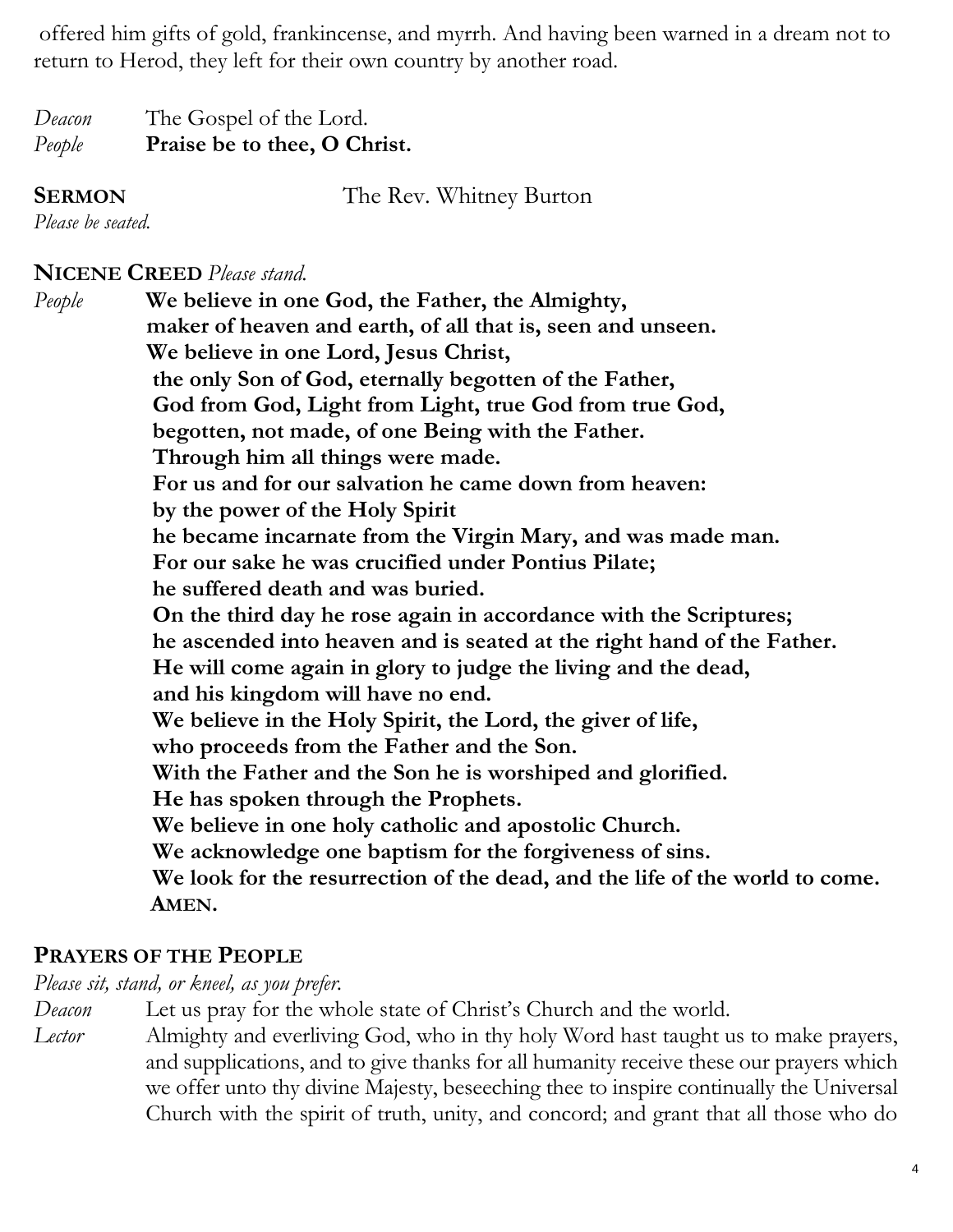offered him gifts of gold, frankincense, and myrrh. And having been warned in a dream not to return to Herod, they left for their own country by another road.

*Deacon* The Gospel of the Lord.
*People* **Praise be to thee, O Christ.**

**SERMON** The Rev. Whitney Burton
*Please be seated.*

**NICENE CREED** *Please stand.*

*People* **We believe in one God, the Father, the Almighty,
maker of heaven and earth, of all that is, seen and unseen.
We believe in one Lord, Jesus Christ,
the only Son of God, eternally begotten of the Father,
God from God, Light from Light, true God from true God,
begotten, not made, of one Being with the Father.
Through him all things were made.
For us and for our salvation he came down from heaven:
by the power of the Holy Spirit
he became incarnate from the Virgin Mary, and was made man.
For our sake he was crucified under Pontius Pilate;
he suffered death and was buried.
On the third day he rose again in accordance with the Scriptures;
he ascended into heaven and is seated at the right hand of the Father.
He will come again in glory to judge the living and the dead,
and his kingdom will have no end.
We believe in the Holy Spirit, the Lord, the giver of life,
who proceeds from the Father and the Son.
With the Father and the Son he is worshiped and glorified.
He has spoken through the Prophets.
We believe in one holy catholic and apostolic Church.
We acknowledge one baptism for the forgiveness of sins.
We look for the resurrection of the dead, and the life of the world to come.
AMEN.**

**PRAYERS OF THE PEOPLE**
*Please sit, stand, or kneel, as you prefer.*

*Deacon* Let us pray for the whole state of Christ's Church and the world.
*Lector* Almighty and everliving God, who in thy holy Word hast taught us to make prayers, and supplications, and to give thanks for all humanity receive these our prayers which we offer unto thy divine Majesty, beseeching thee to inspire continually the Universal Church with the spirit of truth, unity, and concord; and grant that all those who do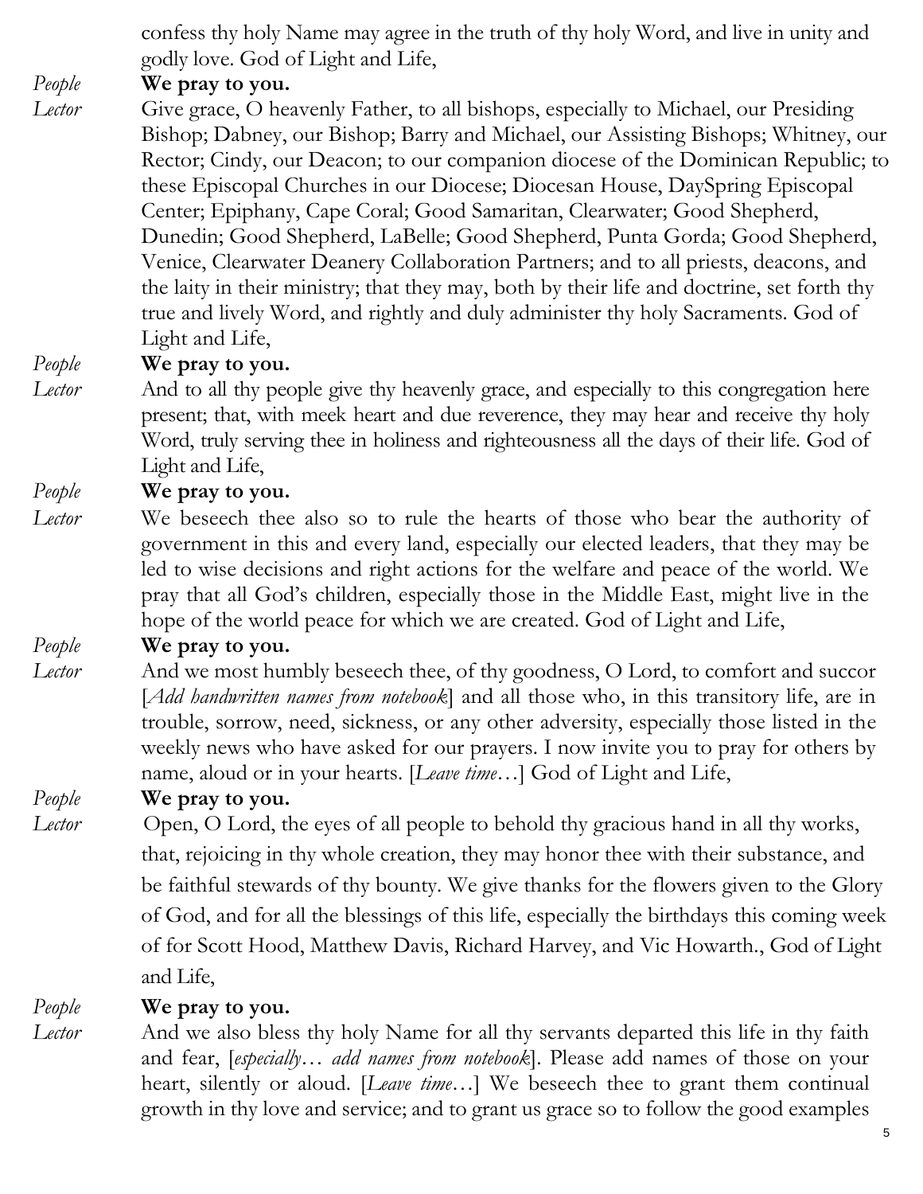confess thy holy Name may agree in the truth of thy holy Word, and live in unity and godly love. God of Light and Life,

*People* **We pray to you.**

*Lector* Give grace, O heavenly Father, to all bishops, especially to Michael, our Presiding Bishop; Dabney, our Bishop; Barry and Michael, our Assisting Bishops; Whitney, our Rector; Cindy, our Deacon; to our companion diocese of the Dominican Republic; to these Episcopal Churches in our Diocese; Diocesan House, DaySpring Episcopal Center; Epiphany, Cape Coral; Good Samaritan, Clearwater; Good Shepherd, Dunedin; Good Shepherd, LaBelle; Good Shepherd, Punta Gorda; Good Shepherd, Venice, Clearwater Deanery Collaboration Partners; and to all priests, deacons, and the laity in their ministry; that they may, both by their life and doctrine, set forth thy true and lively Word, and rightly and duly administer thy holy Sacraments. God of Light and Life,

*People* **We pray to you.**

*Lector* And to all thy people give thy heavenly grace, and especially to this congregation here present; that, with meek heart and due reverence, they may hear and receive thy holy Word, truly serving thee in holiness and righteousness all the days of their life. God of Light and Life,

*People* **We pray to you.**

*Lector* We beseech thee also so to rule the hearts of those who bear the authority of government in this and every land, especially our elected leaders, that they may be led to wise decisions and right actions for the welfare and peace of the world. We pray that all God's children, especially those in the Middle East, might live in the hope of the world peace for which we are created. God of Light and Life,

*People* **We pray to you.**

*Lector* And we most humbly beseech thee, of thy goodness, O Lord, to comfort and succor [*Add handwritten names from notebook*] and all those who, in this transitory life, are in trouble, sorrow, need, sickness, or any other adversity, especially those listed in the weekly news who have asked for our prayers. I now invite you to pray for others by name, aloud or in your hearts. [*Leave time*…] God of Light and Life,

*People* **We pray to you.**

*Lector* Open, O Lord, the eyes of all people to behold thy gracious hand in all thy works, that, rejoicing in thy whole creation, they may honor thee with their substance, and be faithful stewards of thy bounty. We give thanks for the flowers given to the Glory of God, and for all the blessings of this life, especially the birthdays this coming week of for Scott Hood, Matthew Davis, Richard Harvey, and Vic Howarth., God of Light and Life,

*People* **We pray to you.**

*Lector* And we also bless thy holy Name for all thy servants departed this life in thy faith and fear, [*especially… add names from notebook*]. Please add names of those on your heart, silently or aloud. [*Leave time*…] We beseech thee to grant them continual growth in thy love and service; and to grant us grace so to follow the good examples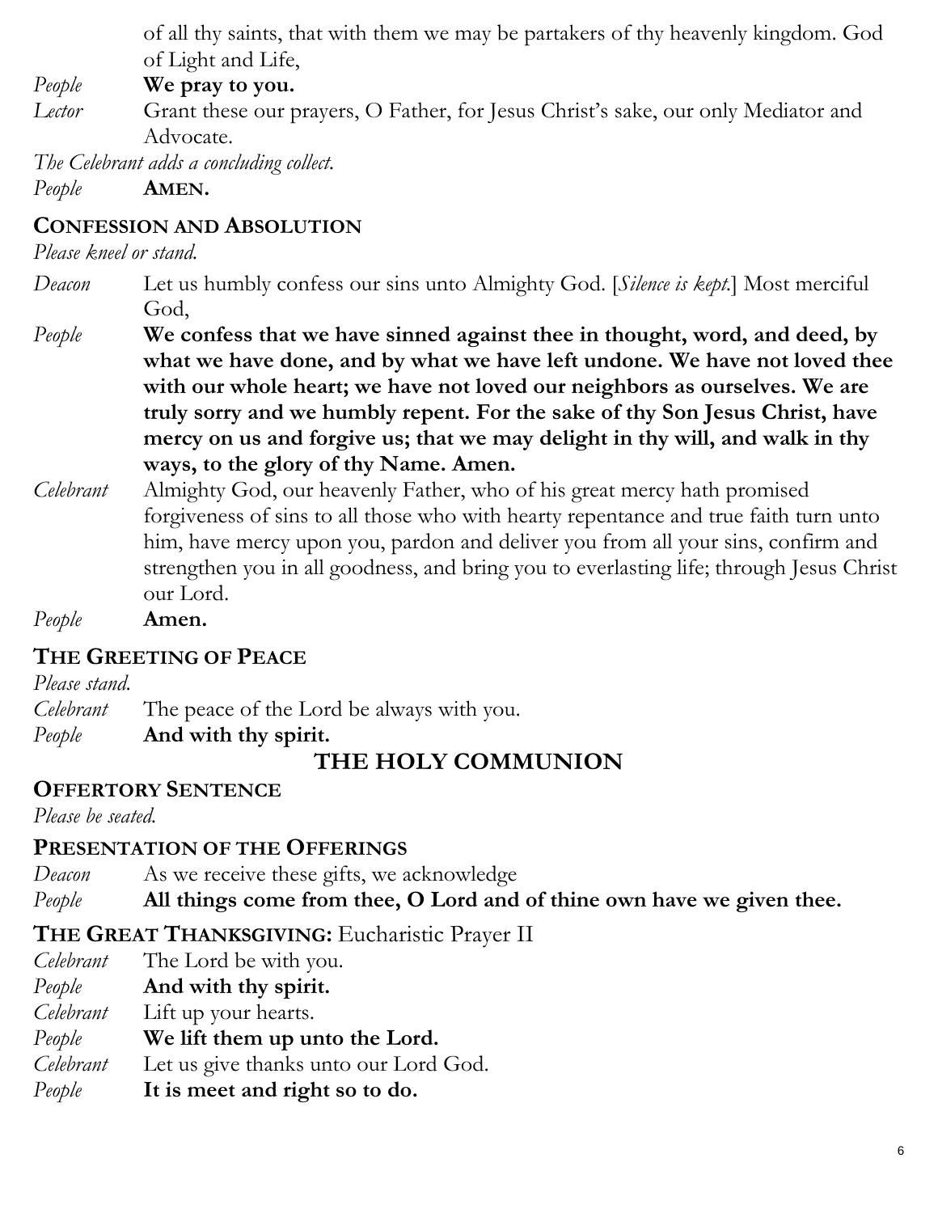of all thy saints, that with them we may be partakers of thy heavenly kingdom. God of Light and Life,

*People* **We pray to you.**

*Lector* Grant these our prayers, O Father, for Jesus Christ's sake, our only Mediator and Advocate.

*The Celebrant adds a concluding collect.*

*People* **AMEN.**

## CONFESSION AND ABSOLUTION

*Please kneel or stand.*

*Deacon* Let us humbly confess our sins unto Almighty God. [*Silence is kept.*] Most merciful God,

*People* **We confess that we have sinned against thee in thought, word, and deed, by what we have done, and by what we have left undone. We have not loved thee with our whole heart; we have not loved our neighbors as ourselves. We are truly sorry and we humbly repent. For the sake of thy Son Jesus Christ, have mercy on us and forgive us; that we may delight in thy will, and walk in thy ways, to the glory of thy Name. Amen.**

*Celebrant* Almighty God, our heavenly Father, who of his great mercy hath promised forgiveness of sins to all those who with hearty repentance and true faith turn unto him, have mercy upon you, pardon and deliver you from all your sins, confirm and strengthen you in all goodness, and bring you to everlasting life; through Jesus Christ our Lord.

*People* **Amen.**

## THE GREETING OF PEACE

*Please stand.*

*Celebrant* The peace of the Lord be always with you.

*People* **And with thy spirit.**

# THE HOLY COMMUNION

## OFFERTORY SENTENCE

*Please be seated.*

## PRESENTATION OF THE OFFERINGS

*Deacon* As we receive these gifts, we acknowledge

*People* **All things come from thee, O Lord and of thine own have we given thee.**

## THE GREAT THANKSGIVING: Eucharistic Prayer II

*Celebrant* The Lord be with you.

*People* **And with thy spirit.**

*Celebrant* Lift up your hearts.

*People* **We lift them up unto the Lord.**

*Celebrant* Let us give thanks unto our Lord God.

*People* **It is meet and right so to do.**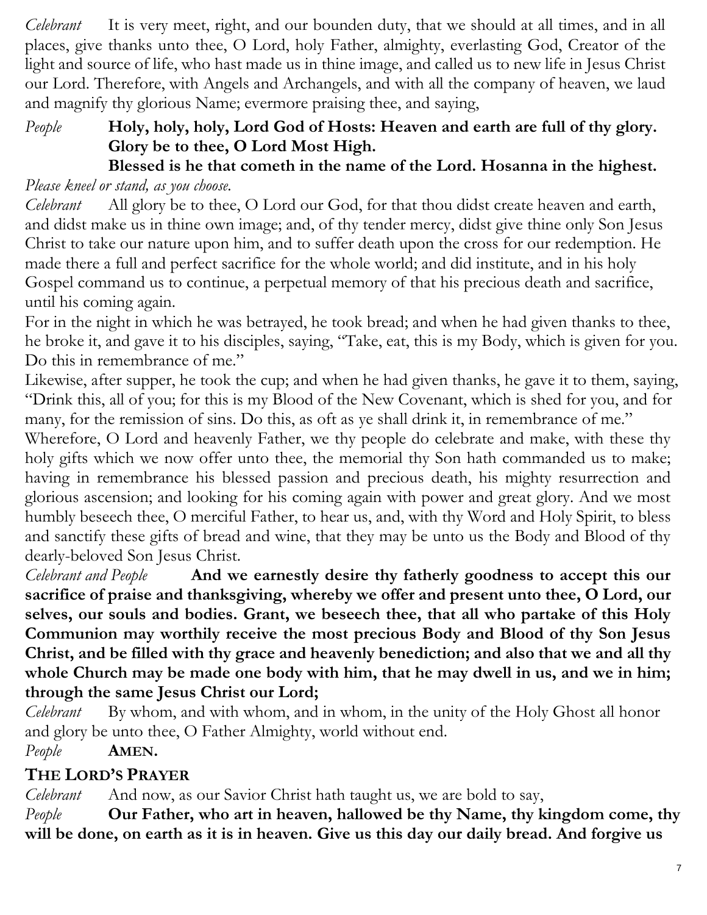*Celebrant* It is very meet, right, and our bounden duty, that we should at all times, and in all places, give thanks unto thee, O Lord, holy Father, almighty, everlasting God, Creator of the light and source of life, who hast made us in thine image, and called us to new life in Jesus Christ our Lord. Therefore, with Angels and Archangels, and with all the company of heaven, we laud and magnify thy glorious Name; evermore praising thee, and saying,

*People* **Holy, holy, holy, Lord God of Hosts: Heaven and earth are full of thy glory. Glory be to thee, O Lord Most High.**
**Blessed is he that cometh in the name of the Lord. Hosanna in the highest.**

*Please kneel or stand, as you choose.*

*Celebrant* All glory be to thee, O Lord our God, for that thou didst create heaven and earth, and didst make us in thine own image; and, of thy tender mercy, didst give thine only Son Jesus Christ to take our nature upon him, and to suffer death upon the cross for our redemption. He made there a full and perfect sacrifice for the whole world; and did institute, and in his holy Gospel command us to continue, a perpetual memory of that his precious death and sacrifice, until his coming again.

For in the night in which he was betrayed, he took bread; and when he had given thanks to thee, he broke it, and gave it to his disciples, saying, "Take, eat, this is my Body, which is given for you. Do this in remembrance of me."

Likewise, after supper, he took the cup; and when he had given thanks, he gave it to them, saying, "Drink this, all of you; for this is my Blood of the New Covenant, which is shed for you, and for many, for the remission of sins. Do this, as oft as ye shall drink it, in remembrance of me."

Wherefore, O Lord and heavenly Father, we thy people do celebrate and make, with these thy holy gifts which we now offer unto thee, the memorial thy Son hath commanded us to make; having in remembrance his blessed passion and precious death, his mighty resurrection and glorious ascension; and looking for his coming again with power and great glory. And we most humbly beseech thee, O merciful Father, to hear us, and, with thy Word and Holy Spirit, to bless and sanctify these gifts of bread and wine, that they may be unto us the Body and Blood of thy dearly-beloved Son Jesus Christ.

*Celebrant and People* **And we earnestly desire thy fatherly goodness to accept this our sacrifice of praise and thanksgiving, whereby we offer and present unto thee, O Lord, our selves, our souls and bodies. Grant, we beseech thee, that all who partake of this Holy Communion may worthily receive the most precious Body and Blood of thy Son Jesus Christ, and be filled with thy grace and heavenly benediction; and also that we and all thy whole Church may be made one body with him, that he may dwell in us, and we in him; through the same Jesus Christ our Lord;**

*Celebrant* By whom, and with whom, and in whom, in the unity of the Holy Ghost all honor and glory be unto thee, O Father Almighty, world without end.

*People* **AMEN.**

## THE LORD'S PRAYER

*Celebrant* And now, as our Savior Christ hath taught us, we are bold to say,

*People* **Our Father, who art in heaven, hallowed be thy Name, thy kingdom come, thy will be done, on earth as it is in heaven. Give us this day our daily bread. And forgive us**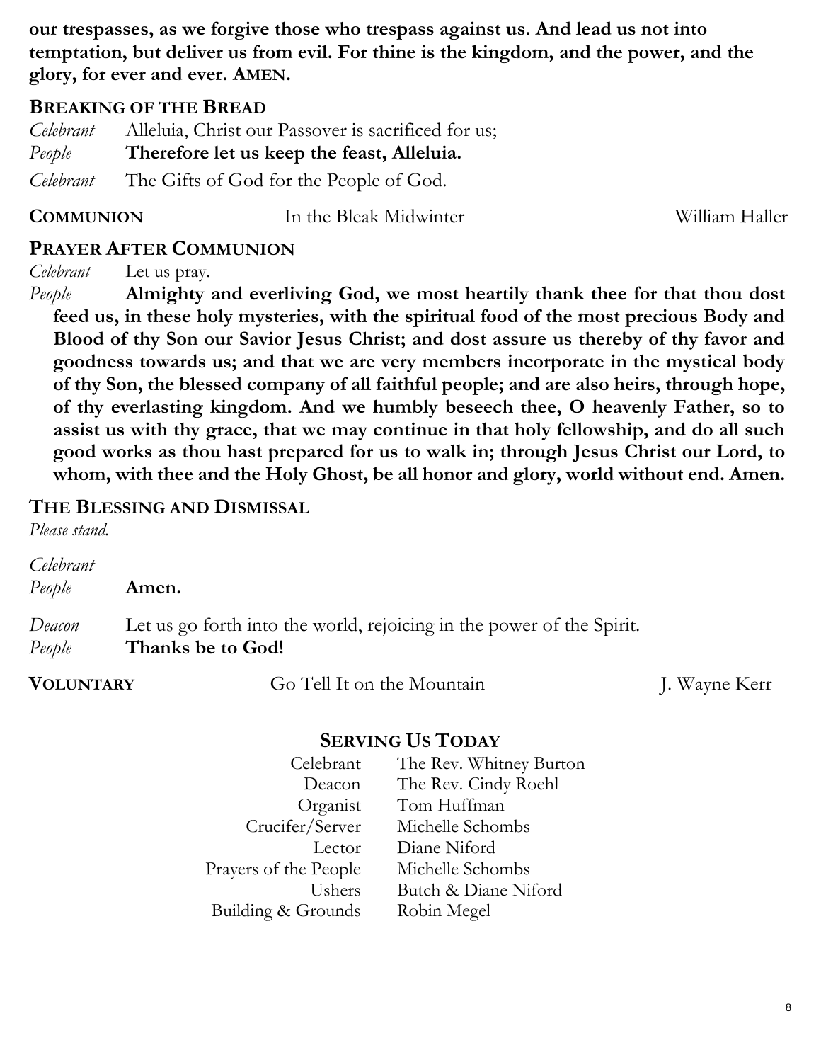**our trespasses, as we forgive those who trespass against us. And lead us not into temptation, but deliver us from evil. For thine is the kingdom, and the power, and the glory, for ever and ever. AMEN.**

## BREAKING OF THE BREAD

*Celebrant* Alleluia, Christ our Passover is sacrificed for us;
*People* **Therefore let us keep the feast, Alleluia.**
*Celebrant* The Gifts of God for the People of God.

**COMMUNION** In the Bleak Midwinter William Haller

## PRAYER AFTER COMMUNION

*Celebrant* Let us pray.
*People* **Almighty and everliving God, we most heartily thank thee for that thou dost feed us, in these holy mysteries, with the spiritual food of the most precious Body and Blood of thy Son our Savior Jesus Christ; and dost assure us thereby of thy favor and goodness towards us; and that we are very members incorporate in the mystical body of thy Son, the blessed company of all faithful people; and are also heirs, through hope, of thy everlasting kingdom. And we humbly beseech thee, O heavenly Father, so to assist us with thy grace, that we may continue in that holy fellowship, and do all such good works as thou hast prepared for us to walk in; through Jesus Christ our Lord, to whom, with thee and the Holy Ghost, be all honor and glory, world without end. Amen.**

## THE BLESSING AND DISMISSAL

*Please stand.*

*Celebrant*
*People* **Amen.**

*Deacon* Let us go forth into the world, rejoicing in the power of the Spirit.
*People* **Thanks be to God!**

**VOLUNTARY** Go Tell It on the Mountain J. Wayne Kerr

## SERVING US TODAY

| | |
|---|---|
| Celebrant | The Rev. Whitney Burton |
| Deacon | The Rev. Cindy Roehl |
| Organist | Tom Huffman |
| Crucifer/Server | Michelle Schombs |
| Lector | Diane Niford |
| Prayers of the People | Michelle Schombs |
| Ushers | Butch & Diane Niford |
| Building & Grounds | Robin Megel |